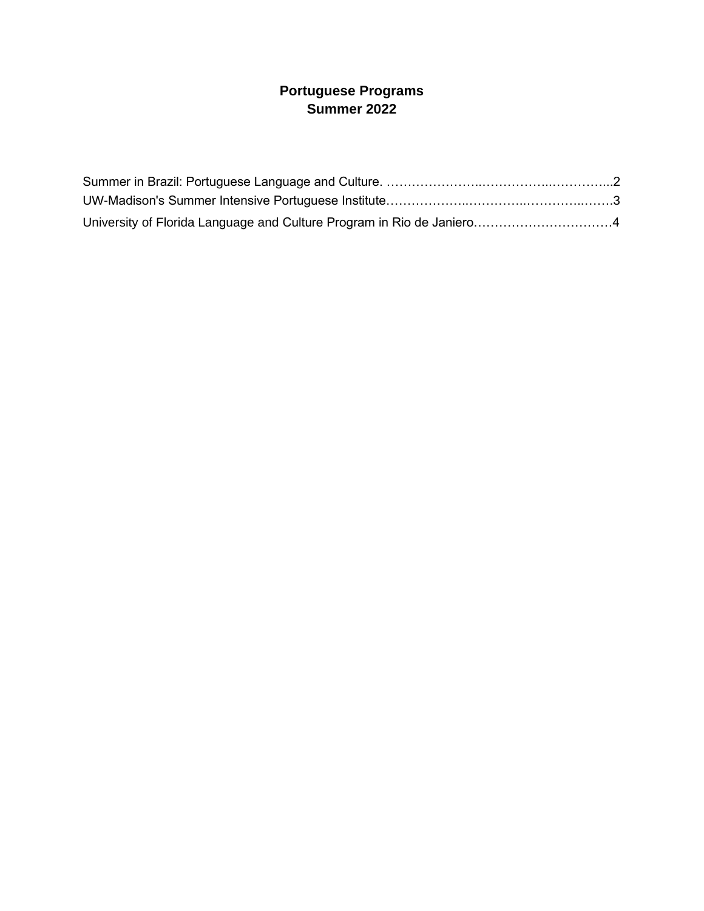# Portuguese Programs
# Summer 2022

Summer in Brazil: Portuguese Language and Culture. …………………..……………..…………...2

UW-Madison's Summer Intensive Portuguese Institute………………..…………..…………..…….3

University of Florida Language and Culture Program in Rio de Janiero……………………………4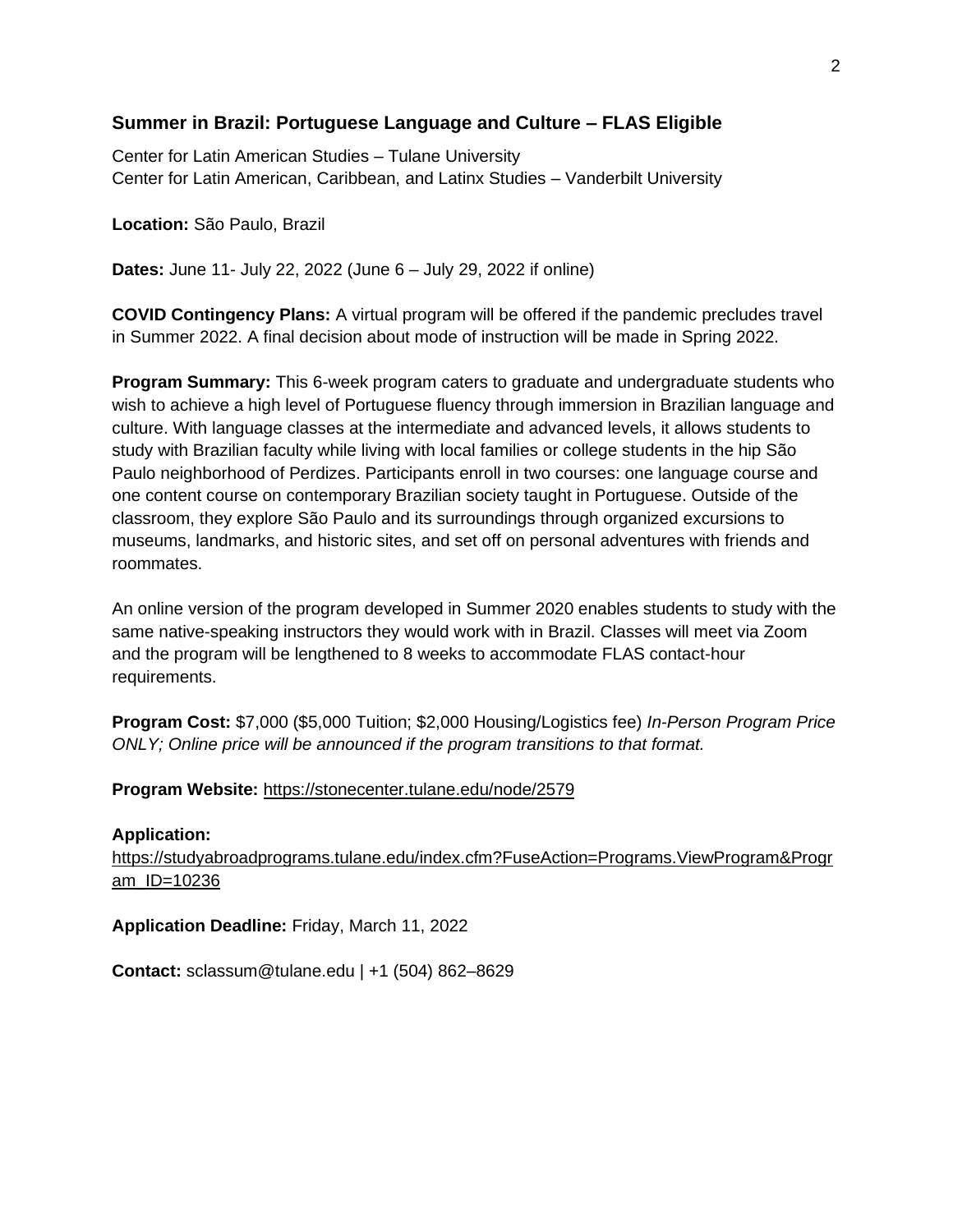## Summer in Brazil: Portuguese Language and Culture – FLAS Eligible

Center for Latin American Studies – Tulane University
Center for Latin American, Caribbean, and Latinx Studies – Vanderbilt University

**Location:** São Paulo, Brazil

**Dates:** June 11- July 22, 2022 (June 6 – July 29, 2022 if online)

**COVID Contingency Plans:** A virtual program will be offered if the pandemic precludes travel in Summer 2022. A final decision about mode of instruction will be made in Spring 2022.

**Program Summary:** This 6-week program caters to graduate and undergraduate students who wish to achieve a high level of Portuguese fluency through immersion in Brazilian language and culture. With language classes at the intermediate and advanced levels, it allows students to study with Brazilian faculty while living with local families or college students in the hip São Paulo neighborhood of Perdizes. Participants enroll in two courses: one language course and one content course on contemporary Brazilian society taught in Portuguese. Outside of the classroom, they explore São Paulo and its surroundings through organized excursions to museums, landmarks, and historic sites, and set off on personal adventures with friends and roommates.

An online version of the program developed in Summer 2020 enables students to study with the same native-speaking instructors they would work with in Brazil. Classes will meet via Zoom and the program will be lengthened to 8 weeks to accommodate FLAS contact-hour requirements.

**Program Cost:** $7,000 ($5,000 Tuition; $2,000 Housing/Logistics fee) *In-Person Program Price ONLY; Online price will be announced if the program transitions to that format.*

**Program Website:** https://stonecenter.tulane.edu/node/2579

**Application:**
https://studyabroadprograms.tulane.edu/index.cfm?FuseAction=Programs.ViewProgram&Program_ID=10236

**Application Deadline:** Friday, March 11, 2022

**Contact:** sclassum@tulane.edu | +1 (504) 862–8629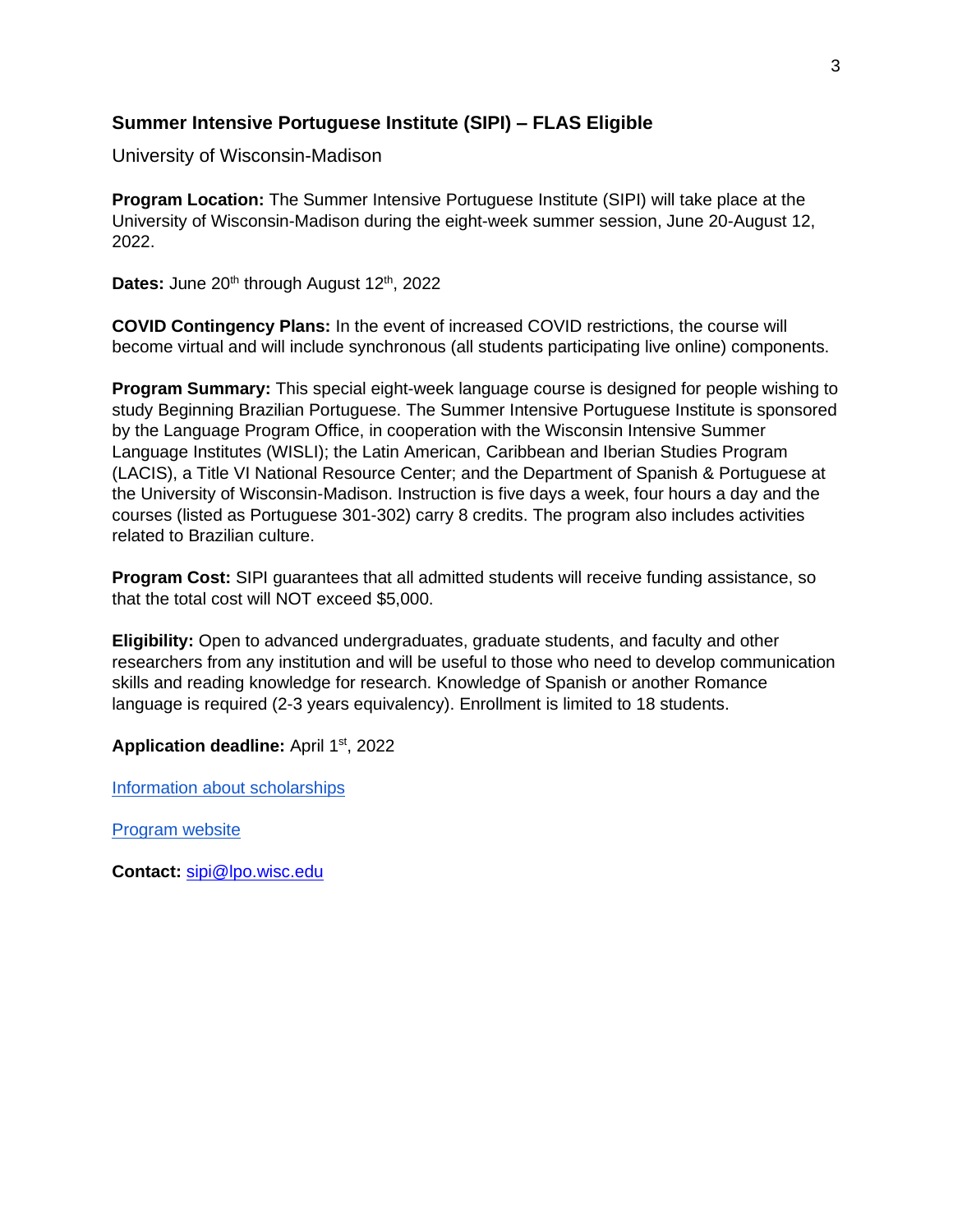## Summer Intensive Portuguese Institute (SIPI) – FLAS Eligible

University of Wisconsin-Madison

**Program Location:** The Summer Intensive Portuguese Institute (SIPI) will take place at the University of Wisconsin-Madison during the eight-week summer session, June 20-August 12, 2022.

**Dates:** June 20th through August 12th, 2022

**COVID Contingency Plans:** In the event of increased COVID restrictions, the course will become virtual and will include synchronous (all students participating live online) components.

**Program Summary:** This special eight-week language course is designed for people wishing to study Beginning Brazilian Portuguese. The Summer Intensive Portuguese Institute is sponsored by the Language Program Office, in cooperation with the Wisconsin Intensive Summer Language Institutes (WISLI); the Latin American, Caribbean and Iberian Studies Program (LACIS), a Title VI National Resource Center; and the Department of Spanish & Portuguese at the University of Wisconsin-Madison. Instruction is five days a week, four hours a day and the courses (listed as Portuguese 301-302) carry 8 credits. The program also includes activities related to Brazilian culture.

**Program Cost:** SIPI guarantees that all admitted students will receive funding assistance, so that the total cost will NOT exceed $5,000.

**Eligibility:** Open to advanced undergraduates, graduate students, and faculty and other researchers from any institution and will be useful to those who need to develop communication skills and reading knowledge for research. Knowledge of Spanish or another Romance language is required (2-3 years equivalency). Enrollment is limited to 18 students.

**Application deadline:** April 1st, 2022

Information about scholarships

Program website

**Contact:** sipi@lpo.wisc.edu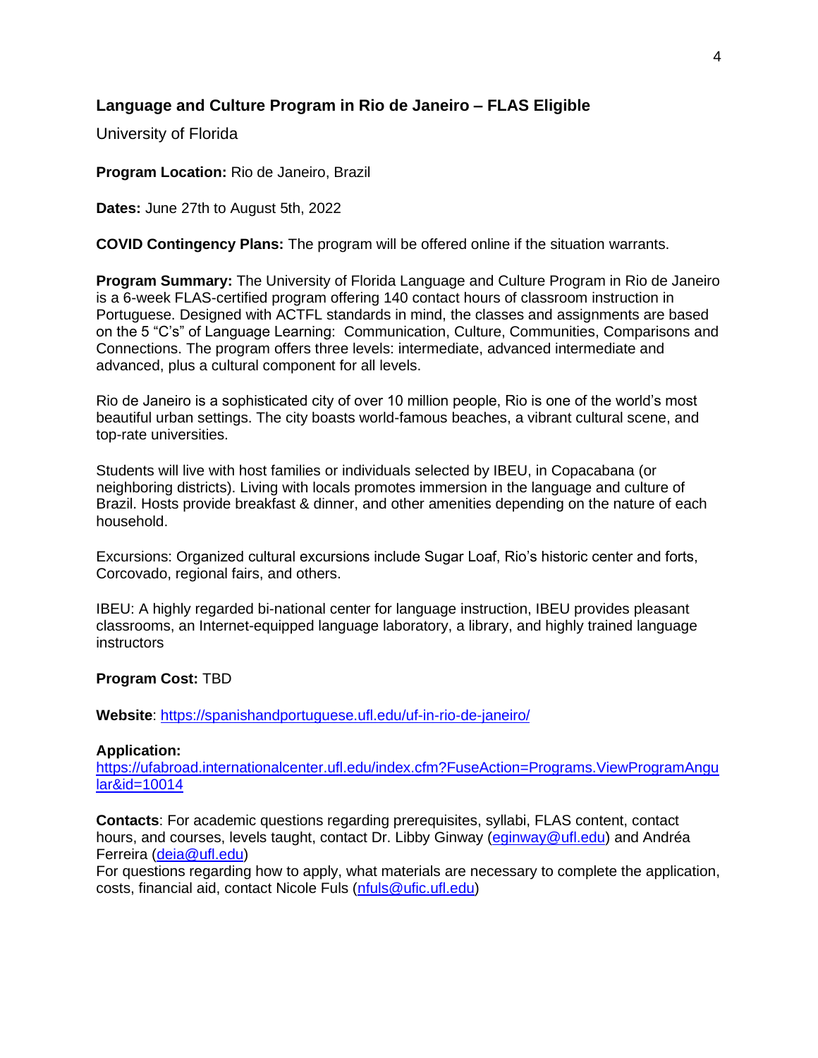## Language and Culture Program in Rio de Janeiro – FLAS Eligible

University of Florida

**Program Location:** Rio de Janeiro, Brazil

**Dates:** June 27th to August 5th, 2022

**COVID Contingency Plans:** The program will be offered online if the situation warrants.

**Program Summary:** The University of Florida Language and Culture Program in Rio de Janeiro is a 6-week FLAS-certified program offering 140 contact hours of classroom instruction in Portuguese. Designed with ACTFL standards in mind, the classes and assignments are based on the 5 "C's" of Language Learning: Communication, Culture, Communities, Comparisons and Connections. The program offers three levels: intermediate, advanced intermediate and advanced, plus a cultural component for all levels.

Rio de Janeiro is a sophisticated city of over 10 million people, Rio is one of the world's most beautiful urban settings. The city boasts world-famous beaches, a vibrant cultural scene, and top-rate universities.

Students will live with host families or individuals selected by IBEU, in Copacabana (or neighboring districts). Living with locals promotes immersion in the language and culture of Brazil. Hosts provide breakfast & dinner, and other amenities depending on the nature of each household.

Excursions: Organized cultural excursions include Sugar Loaf, Rio's historic center and forts, Corcovado, regional fairs, and others.

IBEU: A highly regarded bi-national center for language instruction, IBEU provides pleasant classrooms, an Internet-equipped language laboratory, a library, and highly trained language instructors

**Program Cost:** TBD

**Website**: [https://spanishandportuguese.ufl.edu/uf-in-rio-de-janeiro/](https://spanishandportuguese.ufl.edu/uf-in-rio-de-janeiro/)

**Application:**
[https://ufabroad.internationalcenter.ufl.edu/index.cfm?FuseAction=Programs.ViewProgramAngular&id=10014](https://ufabroad.internationalcenter.ufl.edu/index.cfm?FuseAction=Programs.ViewProgramAngular&id=10014)

**Contacts**: For academic questions regarding prerequisites, syllabi, FLAS content, contact hours, and courses, levels taught, contact Dr. Libby Ginway (eginway@ufl.edu) and Andréa Ferreira (deia@ufl.edu)
For questions regarding how to apply, what materials are necessary to complete the application, costs, financial aid, contact Nicole Fuls (nfuls@ufic.ufl.edu)